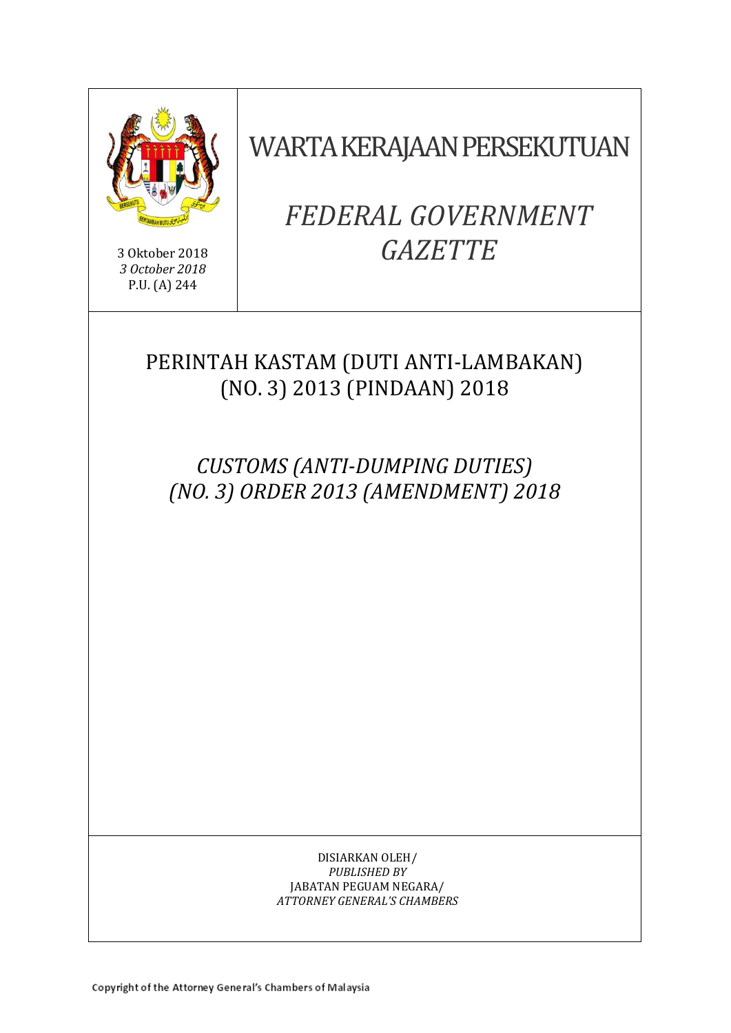3 Oktober 2018
*3 October 2018*
P.U. (A) 244

# WARTA KERAJAAN PERSEKUTUAN

# *FEDERAL GOVERNMENT GAZETTE*

## PERINTAH KASTAM (DUTI ANTI-LAMBAKAN) (NO. 3) 2013 (PINDAAN) 2018

## *CUSTOMS (ANTI-DUMPING DUTIES) (NO. 3) ORDER 2013 (AMENDMENT) 2018*

DISIARKAN OLEH/
*PUBLISHED BY*
JABATAN PEGUAM NEGARA/
*ATTORNEY GENERAL'S CHAMBERS*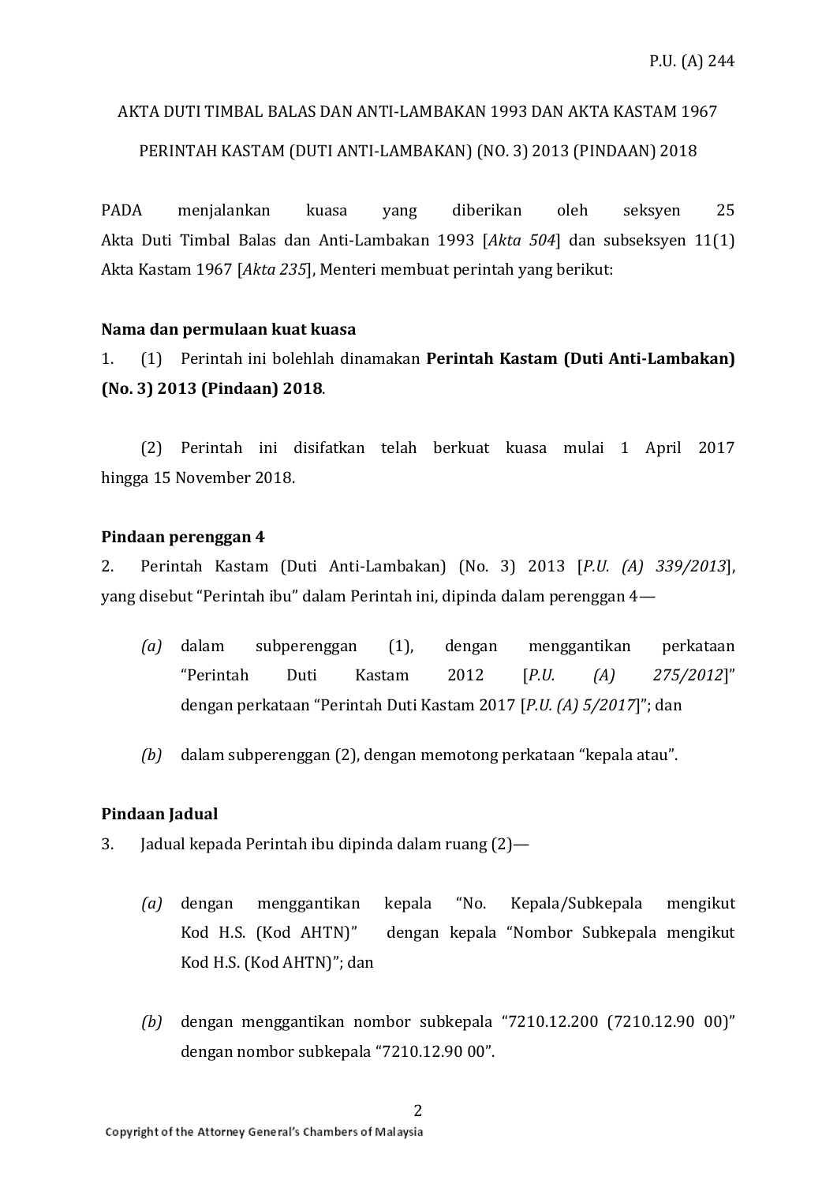P.U. (A) 244

AKTA DUTI TIMBAL BALAS DAN ANTI-LAMBAKAN 1993 DAN AKTA KASTAM 1967

PERINTAH KASTAM (DUTI ANTI-LAMBAKAN) (NO. 3) 2013 (PINDAAN) 2018

PADA menjalankan kuasa yang diberikan oleh seksyen 25 Akta Duti Timbal Balas dan Anti-Lambakan 1993 [*Akta 504*] dan subseksyen 11(1) Akta Kastam 1967 [*Akta 235*], Menteri membuat perintah yang berikut:

**Nama dan permulaan kuat kuasa**

1. (1) Perintah ini bolehlah dinamakan **Perintah Kastam (Duti Anti-Lambakan) (No. 3) 2013 (Pindaan) 2018**.

(2) Perintah ini disifatkan telah berkuat kuasa mulai 1 April 2017 hingga 15 November 2018.

**Pindaan perenggan 4**

2. Perintah Kastam (Duti Anti-Lambakan) (No. 3) 2013 [*P.U. (A) 339/2013*], yang disebut "Perintah ibu" dalam Perintah ini, dipinda dalam perenggan 4—

*(a)* dalam subperenggan (1), dengan menggantikan perkataan "Perintah Duti Kastam 2012 [*P.U. (A) 275/2012*]" dengan perkataan "Perintah Duti Kastam 2017 [*P.U. (A) 5/2017*]"; dan

*(b)* dalam subperenggan (2), dengan memotong perkataan "kepala atau".

**Pindaan Jadual**

3. Jadual kepada Perintah ibu dipinda dalam ruang (2)—

*(a)* dengan menggantikan kepala "No. Kepala/Subkepala mengikut Kod H.S. (Kod AHTN)" dengan kepala "Nombor Subkepala mengikut Kod H.S. (Kod AHTN)"; dan

*(b)* dengan menggantikan nombor subkepala "7210.12.200 (7210.12.90 00)" dengan nombor subkepala "7210.12.90 00".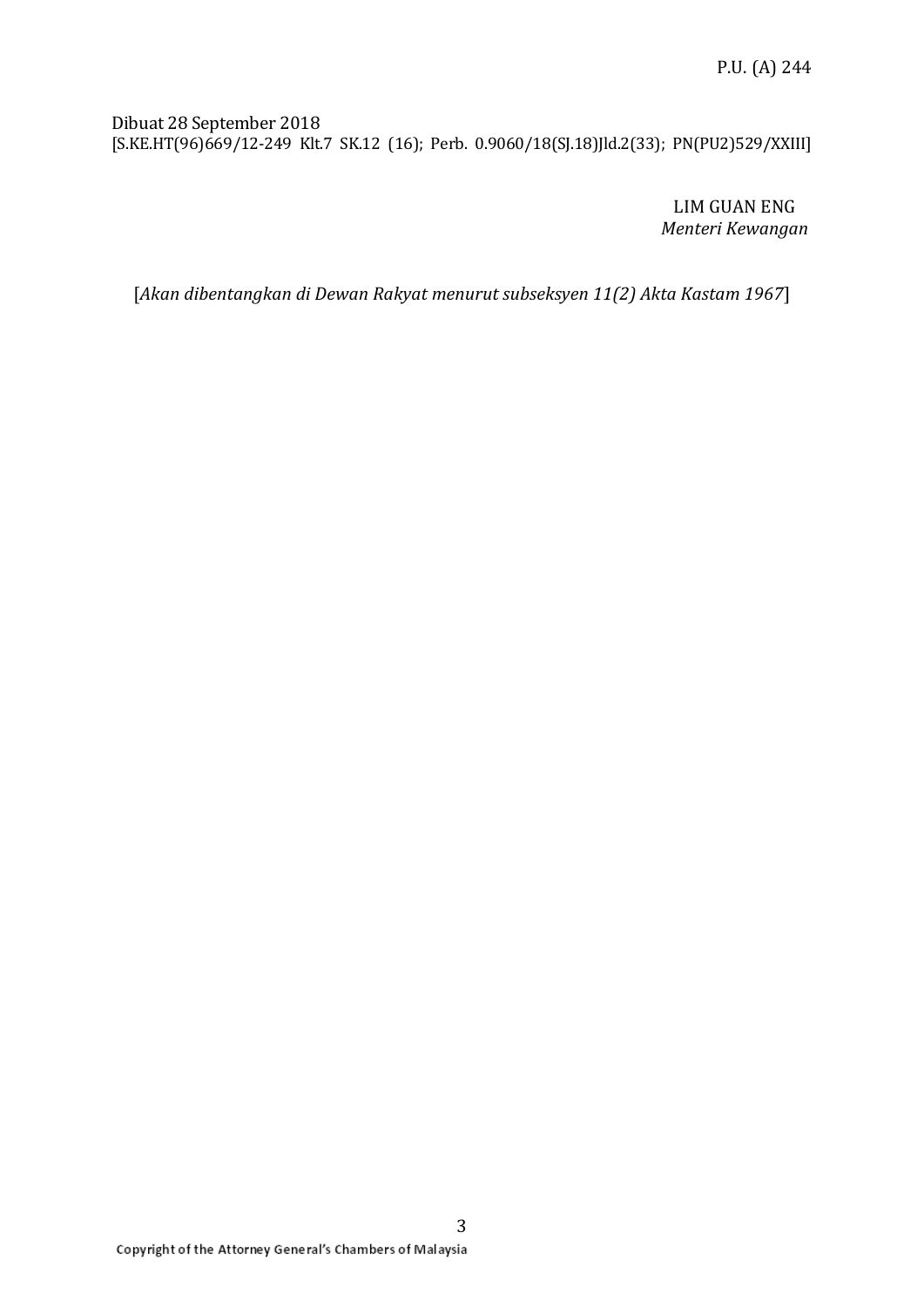Dibuat 28 September 2018
[S.KE.HT(96)669/12-249 Klt.7 SK.12 (16); Perb. 0.9060/18(SJ.18)Jld.2(33); PN(PU2)529/XXIII]

LIM GUAN ENG
*Menteri Kewangan*

[*Akan dibentangkan di Dewan Rakyat menurut subseksyen 11(2) Akta Kastam 1967*]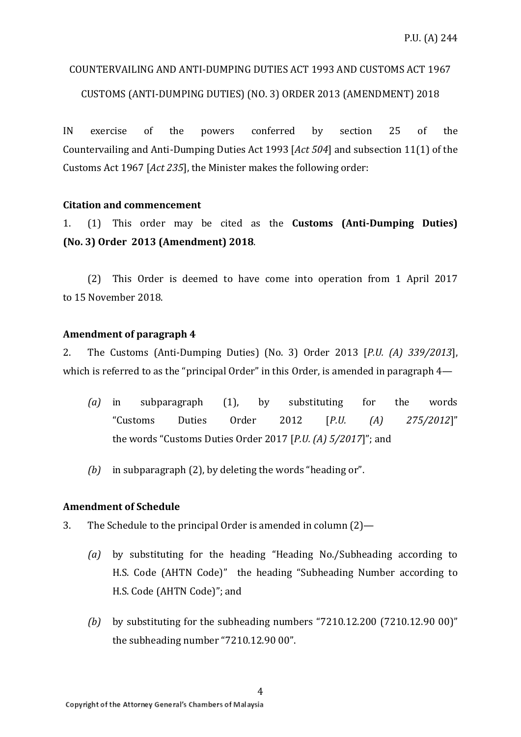COUNTERVAILING AND ANTI-DUMPING DUTIES ACT 1993 AND CUSTOMS ACT 1967

CUSTOMS (ANTI-DUMPING DUTIES) (NO. 3) ORDER 2013 (AMENDMENT) 2018

IN exercise of the powers conferred by section 25 of the Countervailing and Anti-Dumping Duties Act 1993 [*Act 504*] and subsection 11(1) of the Customs Act 1967 [*Act 235*], the Minister makes the following order:

**Citation and commencement**

1. (1) This order may be cited as the **Customs (Anti-Dumping Duties) (No. 3) Order 2013 (Amendment) 2018**.

(2) This Order is deemed to have come into operation from 1 April 2017 to 15 November 2018.

**Amendment of paragraph 4**

2. The Customs (Anti-Dumping Duties) (No. 3) Order 2013 [*P.U. (A) 339/2013*], which is referred to as the "principal Order" in this Order, is amended in paragraph 4—

*(a)* in subparagraph (1), by substituting for the words "Customs Duties Order 2012 [*P.U. (A) 275/2012*]" the words "Customs Duties Order 2017 [*P.U. (A) 5/2017*]"; and

*(b)* in subparagraph (2), by deleting the words "heading or".

**Amendment of Schedule**

3. The Schedule to the principal Order is amended in column (2)—

*(a)* by substituting for the heading "Heading No./Subheading according to H.S. Code (AHTN Code)" the heading "Subheading Number according to H.S. Code (AHTN Code)"; and

*(b)* by substituting for the subheading numbers "7210.12.200 (7210.12.90 00)" the subheading number "7210.12.90 00".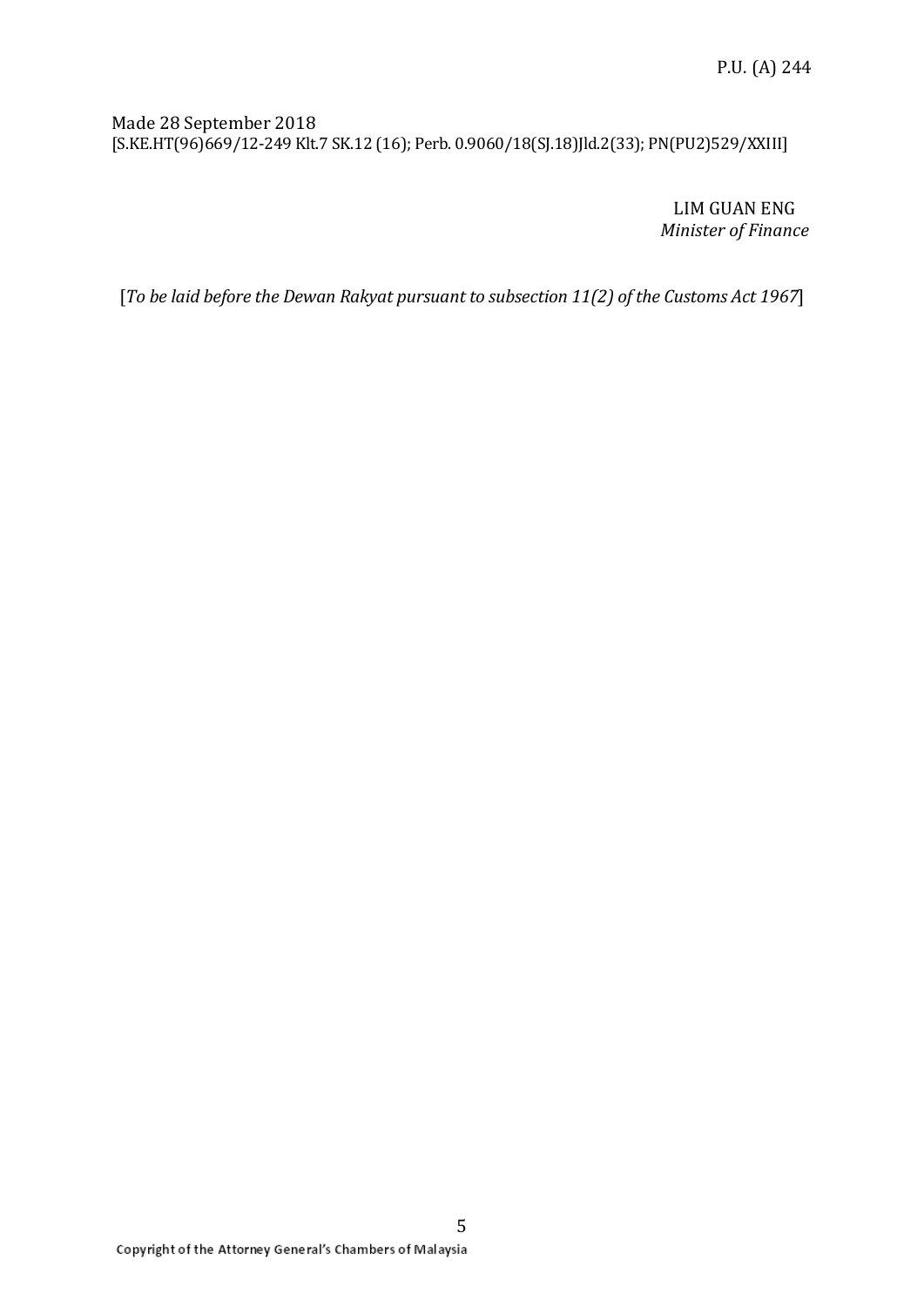Made 28 September 2018
[S.KE.HT(96)669/12-249 Klt.7 SK.12 (16); Perb. 0.9060/18(SJ.18)Jld.2(33); PN(PU2)529/XXIII]

LIM GUAN ENG
*Minister of Finance*

[*To be laid before the Dewan Rakyat pursuant to subsection 11(2) of the Customs Act 1967*]